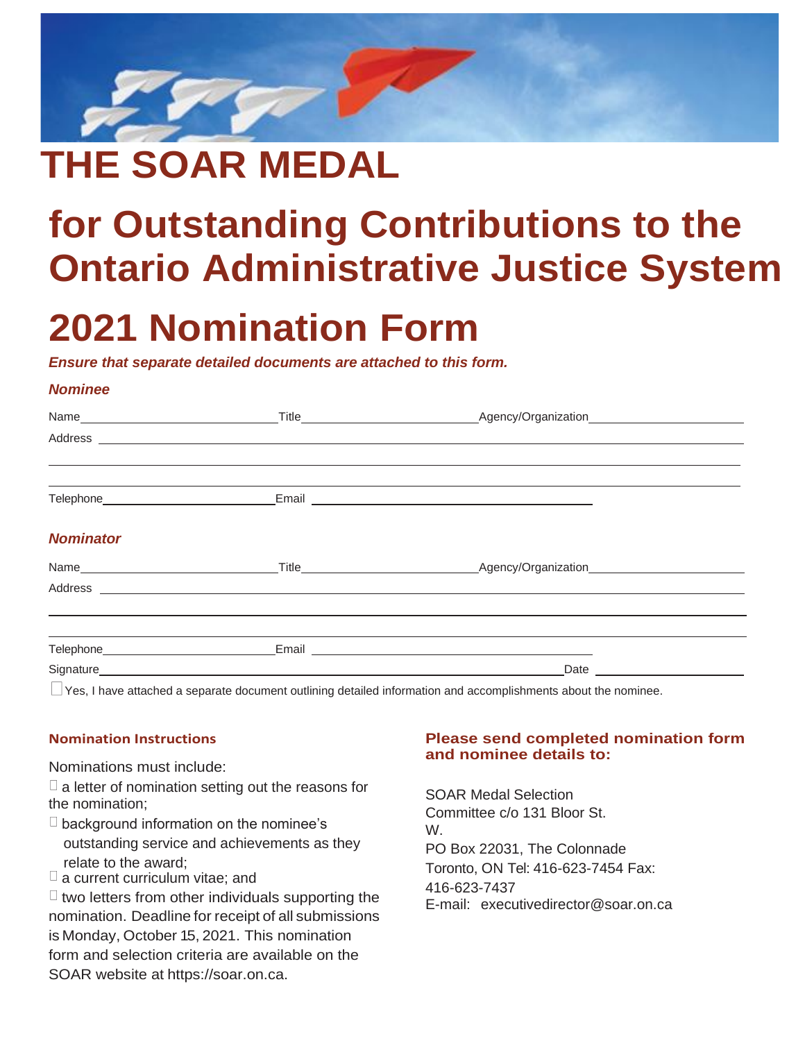# THE SOAR MEDAL

# for Outstanding Contributions to the Ontario Administrative Justice System

# 2021 Nomination Form

***Ensure that separate detailed documents are attached to this form.***

***Nominee***

Name\_\_\_\_\_\_\_\_\_\_\_\_\_\_\_\_\_\_\_\_ Title\_\_\_\_\_\_\_\_\_\_\_\_\_\_\_\_\_\_\_\_ Agency/Organization\_\_\_\_\_\_\_\_\_\_\_\_\_\_\_\_\_\_\_\_

Address \_\_\_\_\_\_\_\_\_\_\_\_\_\_\_\_\_\_\_\_\_\_\_\_\_\_\_\_\_\_\_\_\_\_\_\_\_\_\_\_\_\_\_\_\_\_\_\_\_\_\_\_\_\_\_\_\_\_\_\_\_\_\_\_\_\_

Telephone\_\_\_\_\_\_\_\_\_\_\_\_\_\_\_\_\_\_\_\_ Email \_\_\_\_\_\_\_\_\_\_\_\_\_\_\_\_\_\_\_\_\_\_\_\_\_\_\_\_\_\_\_\_\_\_\_\_\_\_\_\_

***Nominator***

Name\_\_\_\_\_\_\_\_\_\_\_\_\_\_\_\_\_\_\_\_ Title\_\_\_\_\_\_\_\_\_\_\_\_\_\_\_\_\_\_\_\_ Agency/Organization\_\_\_\_\_\_\_\_\_\_\_\_\_\_\_\_\_\_\_\_

Address \_\_\_\_\_\_\_\_\_\_\_\_\_\_\_\_\_\_\_\_\_\_\_\_\_\_\_\_\_\_\_\_\_\_\_\_\_\_\_\_\_\_\_\_\_\_\_\_\_\_\_\_\_\_\_\_\_\_\_\_\_\_\_\_\_\_

Telephone\_\_\_\_\_\_\_\_\_\_\_\_\_\_\_\_\_\_\_\_ Email \_\_\_\_\_\_\_\_\_\_\_\_\_\_\_\_\_\_\_\_\_\_\_\_\_\_\_\_\_\_\_\_\_\_\_\_\_\_\_\_

Signature\_\_\_\_\_\_\_\_\_\_\_\_\_\_\_\_\_\_\_\_\_\_\_\_\_\_\_\_\_\_\_\_\_\_\_\_\_\_\_\_\_\_\_\_\_\_\_\_\_\_\_\_ Date \_\_\_\_\_\_\_\_\_\_\_\_\_\_\_\_\_\_\_\_

☐ Yes, I have attached a separate document outlining detailed information and accomplishments about the nominee.

**Nomination Instructions**

Nominations must include:

- a letter of nomination setting out the reasons for the nomination;
- background information on the nominee's outstanding service and achievements as they relate to the award;
- a current curriculum vitae; and
- two letters from other individuals supporting the nomination.

Deadline for receipt of all submissions is Monday, October 15, 2021. This nomination form and selection criteria are available on the SOAR website at https://soar.on.ca.

**Please send completed nomination form and nominee details to:**

SOAR Medal Selection Committee c/o 131 Bloor St. W.
PO Box 22031, The Colonnade
Toronto, ON Tel: 416-623-7454 Fax: 416-623-7437
E-mail: executivedirector@soar.on.ca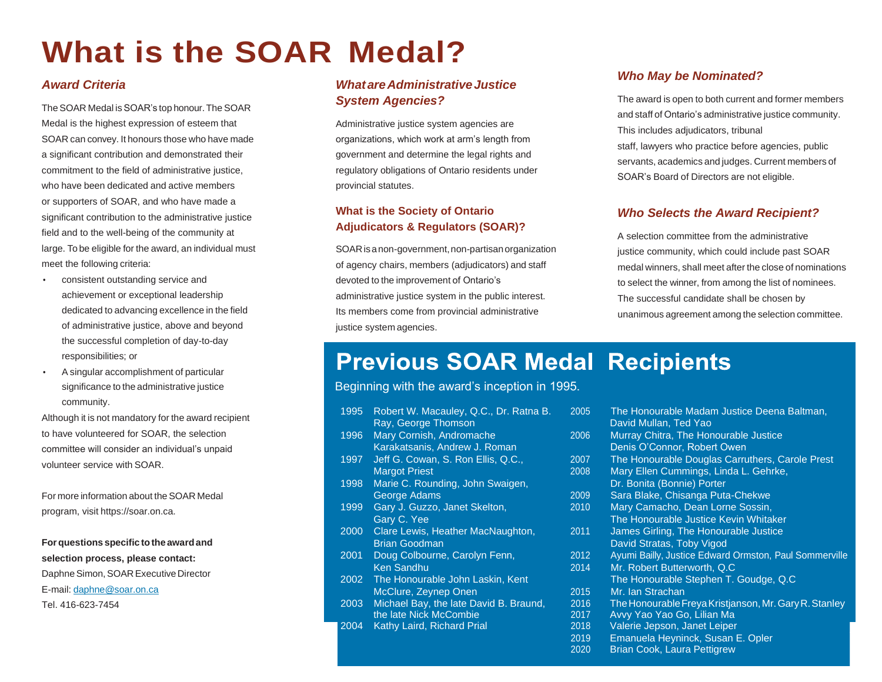# What is the SOAR Medal?

### *Award Criteria*

The SOAR Medal is SOAR's top honour. The SOAR Medal is the highest expression of esteem that SOAR can convey. It honours those who have made a significant contribution and demonstrated their commitment to the field of administrative justice, who have been dedicated and active members or supporters of SOAR, and who have made a significant contribution to the administrative justice field and to the well-being of the community at large. To be eligible for the award, an individual must meet the following criteria:

- consistent outstanding service and achievement or exceptional leadership dedicated to advancing excellence in the field of administrative justice, above and beyond the successful completion of day-to-day responsibilities; or
- A singular accomplishment of particular significance to the administrative justice community.

Although it is not mandatory for the award recipient to have volunteered for SOAR, the selection committee will consider an individual's unpaid volunteer service with SOAR.

For more information about the SOAR Medal program, visit https://soar.on.ca.

**For questions specific to the award and selection process, please contact:**
Daphne Simon, SOAR Executive Director
E-mail: daphne@soar.on.ca
Tel. 416-623-7454

### *What are Administrative Justice System Agencies?*

Administrative justice system agencies are organizations, which work at arm's length from government and determine the legal rights and regulatory obligations of Ontario residents under provincial statutes.

### What is the Society of Ontario Adjudicators & Regulators (SOAR)?

SOAR is a non-government, non-partisan organization of agency chairs, members (adjudicators) and staff devoted to the improvement of Ontario's administrative justice system in the public interest. Its members come from provincial administrative justice system agencies.

### *Who May be Nominated?*

The award is open to both current and former members and staff of Ontario's administrative justice community. This includes adjudicators, tribunal staff, lawyers who practice before agencies, public servants, academics and judges. Current members of SOAR's Board of Directors are not eligible.

### *Who Selects the Award Recipient?*

A selection committee from the administrative justice community, which could include past SOAR medal winners, shall meet after the close of nominations to select the winner, from among the list of nominees. The successful candidate shall be chosen by unanimous agreement among the selection committee.

## Previous SOAR Medal Recipients

Beginning with the award's inception in 1995.

| | |
|---|---|
| 1995 | Robert W. Macauley, Q.C., Dr. Ratna B. Ray, George Thomson |
| 1996 | Mary Cornish, Andromache Karakatsanis, Andrew J. Roman |
| 1997 | Jeff G. Cowan, S. Ron Ellis, Q.C., Margot Priest |
| 1998 | Marie C. Rounding, John Swaigen, George Adams |
| 1999 | Gary J. Guzzo, Janet Skelton, Gary C. Yee |
| 2000 | Clare Lewis, Heather MacNaughton, Brian Goodman |
| 2001 | Doug Colbourne, Carolyn Fenn, Ken Sandhu |
| 2002 | The Honourable John Laskin, Kent McClure, Zeynep Onen |
| 2003 | Michael Bay, the late David B. Braund, the late Nick McCombie |
| 2004 | Kathy Laird, Richard Prial |
| 2005 | The Honourable Madam Justice Deena Baltman, David Mullan, Ted Yao |
| 2006 | Murray Chitra, The Honourable Justice Denis O'Connor, Robert Owen |
| 2007 | The Honourable Douglas Carruthers, Carole Prest |
| 2008 | Mary Ellen Cummings, Linda L. Gehrke, Dr. Bonita (Bonnie) Porter |
| 2009 | Sara Blake, Chisanga Puta-Chekwe |
| 2010 | Mary Camacho, Dean Lorne Sossin, The Honourable Justice Kevin Whitaker |
| 2011 | James Girling, The Honourable Justice David Stratas, Toby Vigod |
| 2012 | Ayumi Bailly, Justice Edward Ormston, Paul Sommerville |
| 2014 | Mr. Robert Butterworth, Q.C, The Honourable Stephen T. Goudge, Q.C |
| 2015 | Mr. Ian Strachan |
| 2016 | The Honourable Freya Kristjanson, Mr. Gary R. Stanley |
| 2017 | Avvy Yao Yao Go, Lilian Ma |
| 2018 | Valerie Jepson, Janet Leiper |
| 2019 | Emanuela Heyninck, Susan E. Opler |
| 2020 | Brian Cook, Laura Pettigrew |